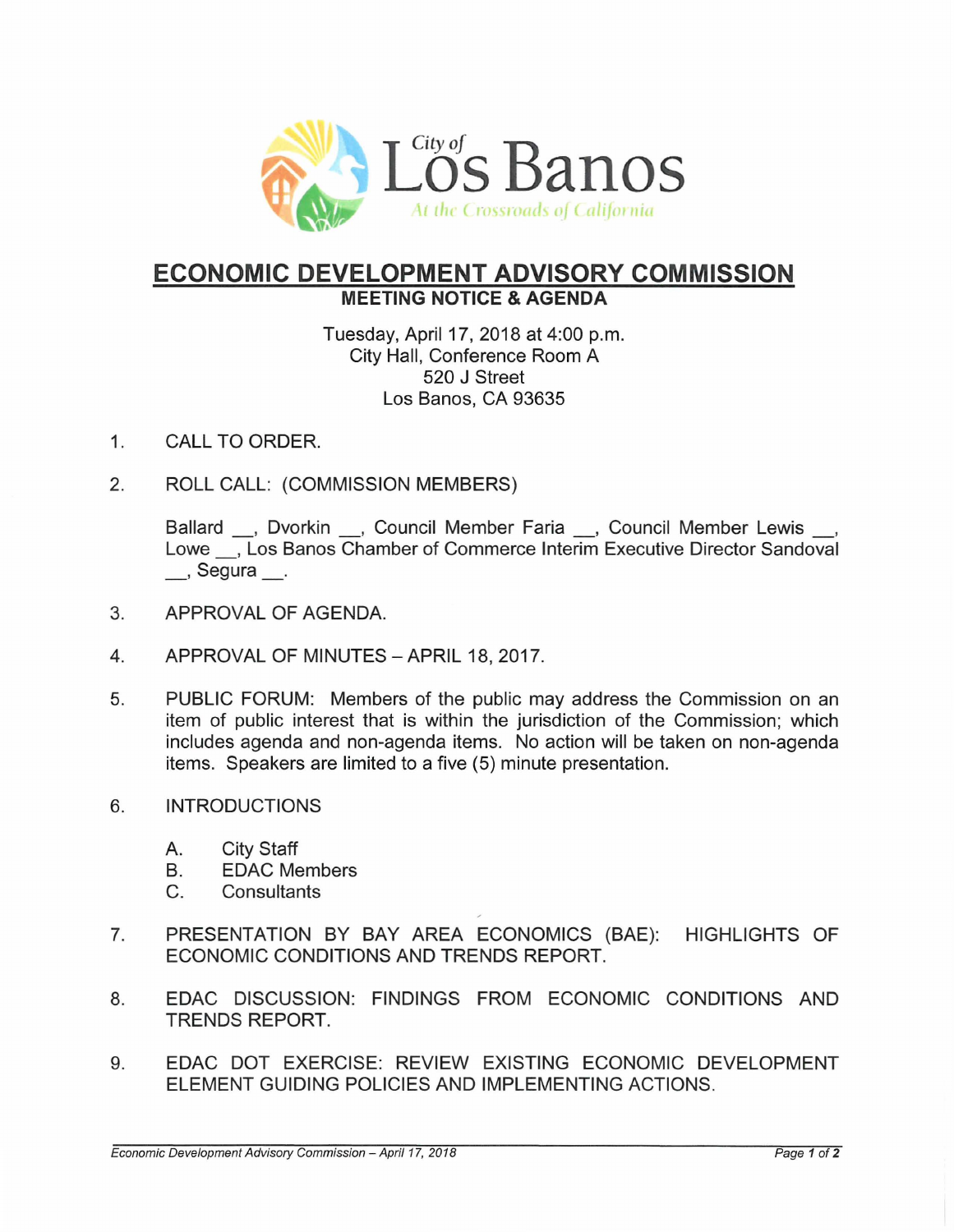City of Los Banos

*At the Crossroads of California*

# ECONOMIC DEVELOPMENT ADVISORY COMMISSION

## MEETING NOTICE & AGENDA

Tuesday, April 17, 2018 at 4:00 p.m.
City Hall, Conference Room A
520 J Street
Los Banos, CA 93635

1. CALL TO ORDER.

2. ROLL CALL: (COMMISSION MEMBERS)

   Ballard __, Dvorkin __, Council Member Faria __, Council Member Lewis __, Lowe __, Los Banos Chamber of Commerce Interim Executive Director Sandoval __, Segura __.

3. APPROVAL OF AGENDA.

4. APPROVAL OF MINUTES – APRIL 18, 2017.

5. PUBLIC FORUM: Members of the public may address the Commission on an item of public interest that is within the jurisdiction of the Commission; which includes agenda and non-agenda items. No action will be taken on non-agenda items. Speakers are limited to a five (5) minute presentation.

6. INTRODUCTIONS

   A. City Staff
   B. EDAC Members
   C. Consultants

7. PRESENTATION BY BAY AREA ECONOMICS (BAE): HIGHLIGHTS OF ECONOMIC CONDITIONS AND TRENDS REPORT.

8. EDAC DISCUSSION: FINDINGS FROM ECONOMIC CONDITIONS AND TRENDS REPORT.

9. EDAC DOT EXERCISE: REVIEW EXISTING ECONOMIC DEVELOPMENT ELEMENT GUIDING POLICIES AND IMPLEMENTING ACTIONS.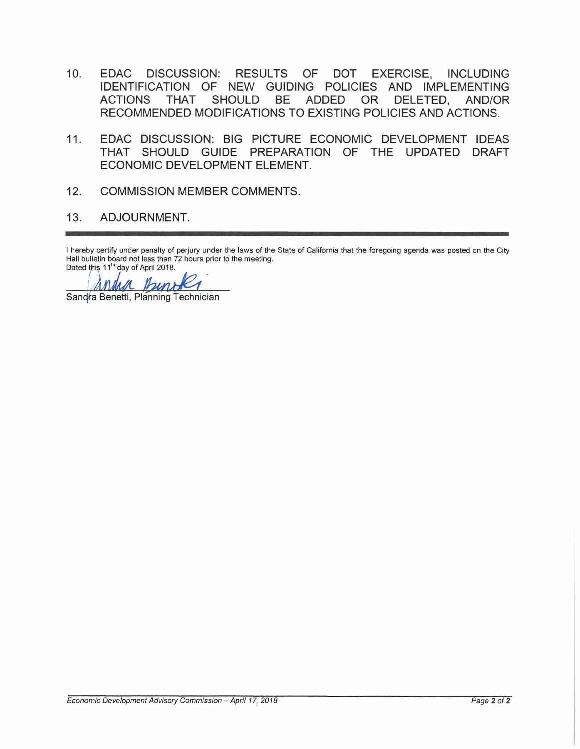10. EDAC DISCUSSION: RESULTS OF DOT EXERCISE, INCLUDING IDENTIFICATION OF NEW GUIDING POLICIES AND IMPLEMENTING ACTIONS THAT SHOULD BE ADDED OR DELETED, AND/OR RECOMMENDED MODIFICATIONS TO EXISTING POLICIES AND ACTIONS.

11. EDAC DISCUSSION: BIG PICTURE ECONOMIC DEVELOPMENT IDEAS THAT SHOULD GUIDE PREPARATION OF THE UPDATED DRAFT ECONOMIC DEVELOPMENT ELEMENT.

12. COMMISSION MEMBER COMMENTS.

13. ADJOURNMENT.

---

I hereby certify under penalty of perjury under the laws of the State of California that the foregoing agenda was posted on the City Hall bulletin board not less than 72 hours prior to the meeting.
Dated this 11th day of April 2018.

Sandra Benetti, Planning Technician